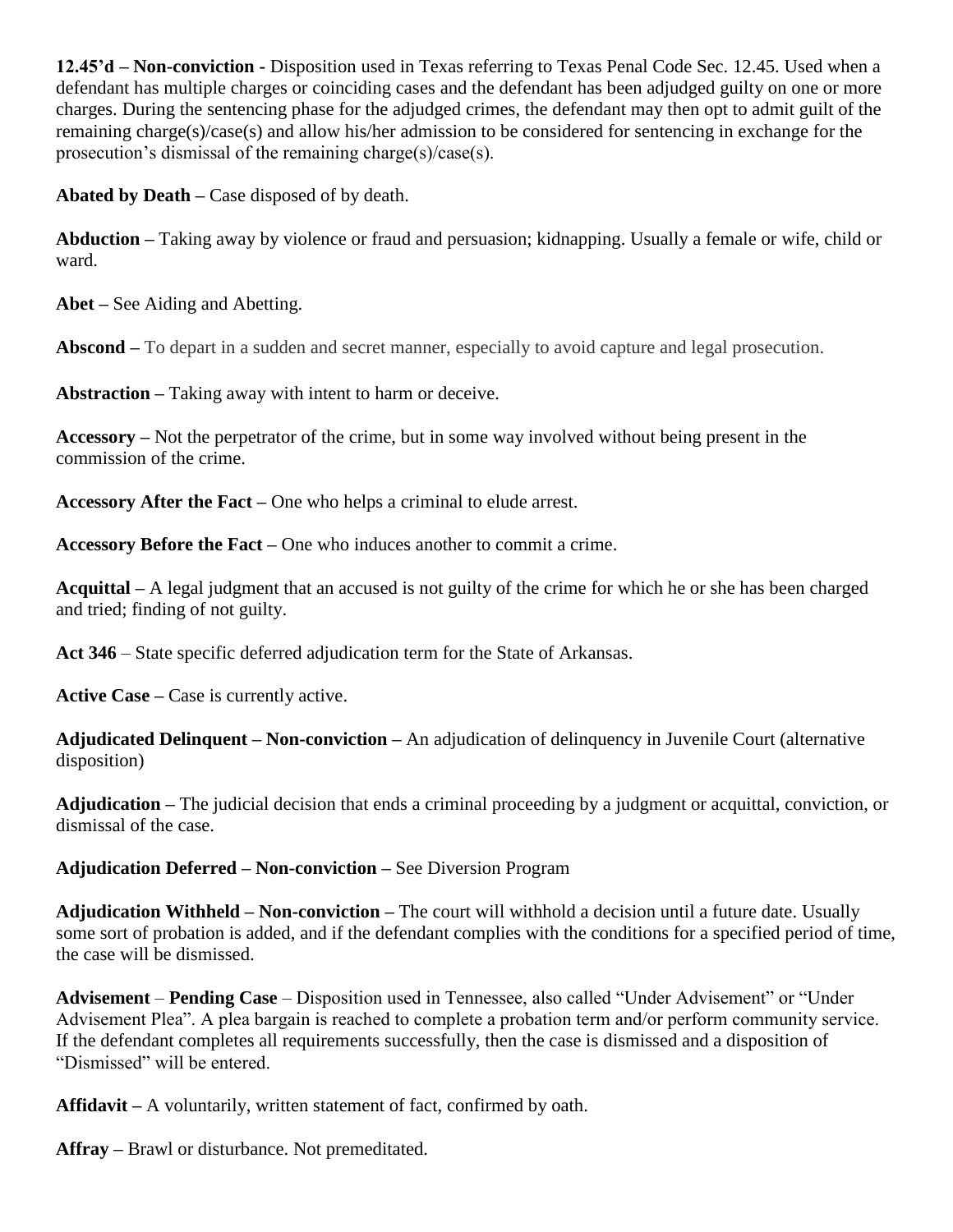**12.45'd – Non-conviction -** Disposition used in Texas referring to Texas Penal Code Sec. 12.45. Used when a defendant has multiple charges or coinciding cases and the defendant has been adjudged guilty on one or more charges. During the sentencing phase for the adjudged crimes, the defendant may then opt to admit guilt of the remaining charge(s)/case(s) and allow his/her admission to be considered for sentencing in exchange for the prosecution's dismissal of the remaining charge(s)/case(s).

**Abated by Death –** Case disposed of by death.

**Abduction –** Taking away by violence or fraud and persuasion; kidnapping. Usually a female or wife, child or ward.

**Abet –** See Aiding and Abetting.

**Abscond –** To depart in a sudden and secret manner, especially to avoid capture and legal prosecution.

**Abstraction –** Taking away with intent to harm or deceive.

**Accessory –** Not the perpetrator of the crime, but in some way involved without being present in the commission of the crime.

**Accessory After the Fact –** One who helps a criminal to elude arrest.

**Accessory Before the Fact –** One who induces another to commit a crime.

**Acquittal –** A legal judgment that an accused is not guilty of the crime for which he or she has been charged and tried; finding of not guilty.

**Act 346** – State specific deferred adjudication term for the State of Arkansas.

**Active Case –** Case is currently active.

**Adjudicated Delinquent – Non-conviction –** An adjudication of delinquency in Juvenile Court (alternative disposition)

**Adjudication –** The judicial decision that ends a criminal proceeding by a judgment or acquittal, conviction, or dismissal of the case.

**Adjudication Deferred – Non-conviction –** See Diversion Program

**Adjudication Withheld – Non-conviction –** The court will withhold a decision until a future date. Usually some sort of probation is added, and if the defendant complies with the conditions for a specified period of time, the case will be dismissed.

**Advisement** – **Pending Case** – Disposition used in Tennessee, also called "Under Advisement" or "Under Advisement Plea". A plea bargain is reached to complete a probation term and/or perform community service. If the defendant completes all requirements successfully, then the case is dismissed and a disposition of "Dismissed" will be entered.

**Affidavit –** A voluntarily, written statement of fact, confirmed by oath.

**Affray –** Brawl or disturbance. Not premeditated.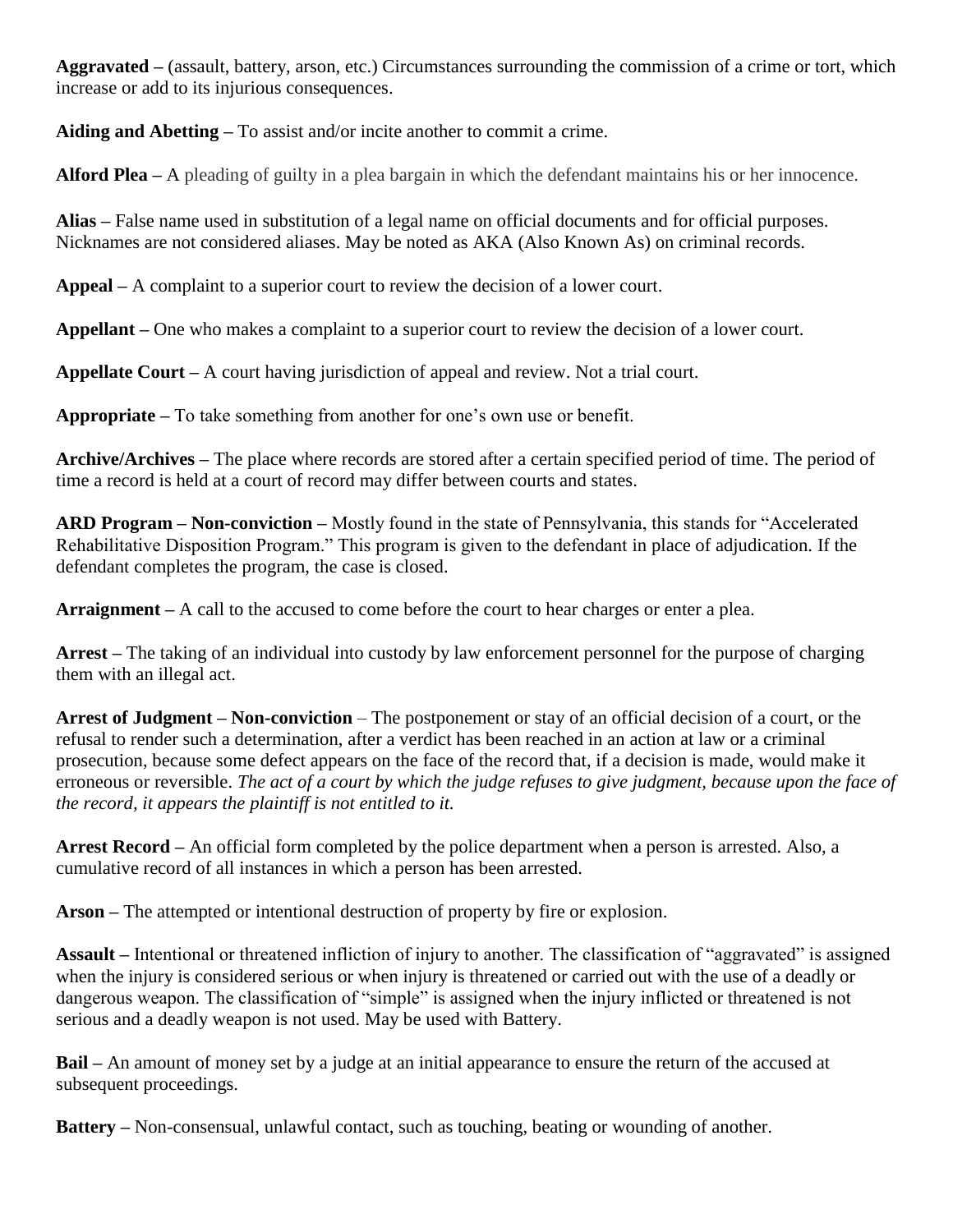**Aggravated –** (assault, battery, arson, etc.) Circumstances surrounding the commission of a crime or tort, which increase or add to its injurious consequences.

**Aiding and Abetting –** To assist and/or incite another to commit a crime.

**Alford Plea –** A pleading of guilty in a plea bargain in which the defendant maintains his or her innocence.

**Alias –** False name used in substitution of a legal name on official documents and for official purposes. Nicknames are not considered aliases. May be noted as AKA (Also Known As) on criminal records.

**Appeal –** A complaint to a superior court to review the decision of a lower court.

**Appellant –** One who makes a complaint to a superior court to review the decision of a lower court.

**Appellate Court –** A court having jurisdiction of appeal and review. Not a trial court.

**Appropriate –** To take something from another for one's own use or benefit.

**Archive/Archives –** The place where records are stored after a certain specified period of time. The period of time a record is held at a court of record may differ between courts and states.

**ARD Program – Non-conviction –** Mostly found in the state of Pennsylvania, this stands for "Accelerated Rehabilitative Disposition Program." This program is given to the defendant in place of adjudication. If the defendant completes the program, the case is closed.

**Arraignment –** A call to the accused to come before the court to hear charges or enter a plea.

**Arrest –** The taking of an individual into custody by law enforcement personnel for the purpose of charging them with an illegal act.

**Arrest of Judgment – Non-conviction** – The postponement or stay of an official decision of a court, or the refusal to render such a determination, after a verdict has been reached in an action at law or a criminal prosecution, because some defect appears on the face of the record that, if a decision is made, would make it erroneous or reversible. *The act of a court by which the judge refuses to give judgment, because upon the face of the record, it appears the plaintiff is not entitled to it.*

**Arrest Record –** An official form completed by the police department when a person is arrested. Also, a cumulative record of all instances in which a person has been arrested.

**Arson –** The attempted or intentional destruction of property by fire or explosion.

**Assault –** Intentional or threatened infliction of injury to another. The classification of "aggravated" is assigned when the injury is considered serious or when injury is threatened or carried out with the use of a deadly or dangerous weapon. The classification of "simple" is assigned when the injury inflicted or threatened is not serious and a deadly weapon is not used. May be used with Battery.

**Bail –** An amount of money set by a judge at an initial appearance to ensure the return of the accused at subsequent proceedings.

**Battery –** Non-consensual, unlawful contact, such as touching, beating or wounding of another.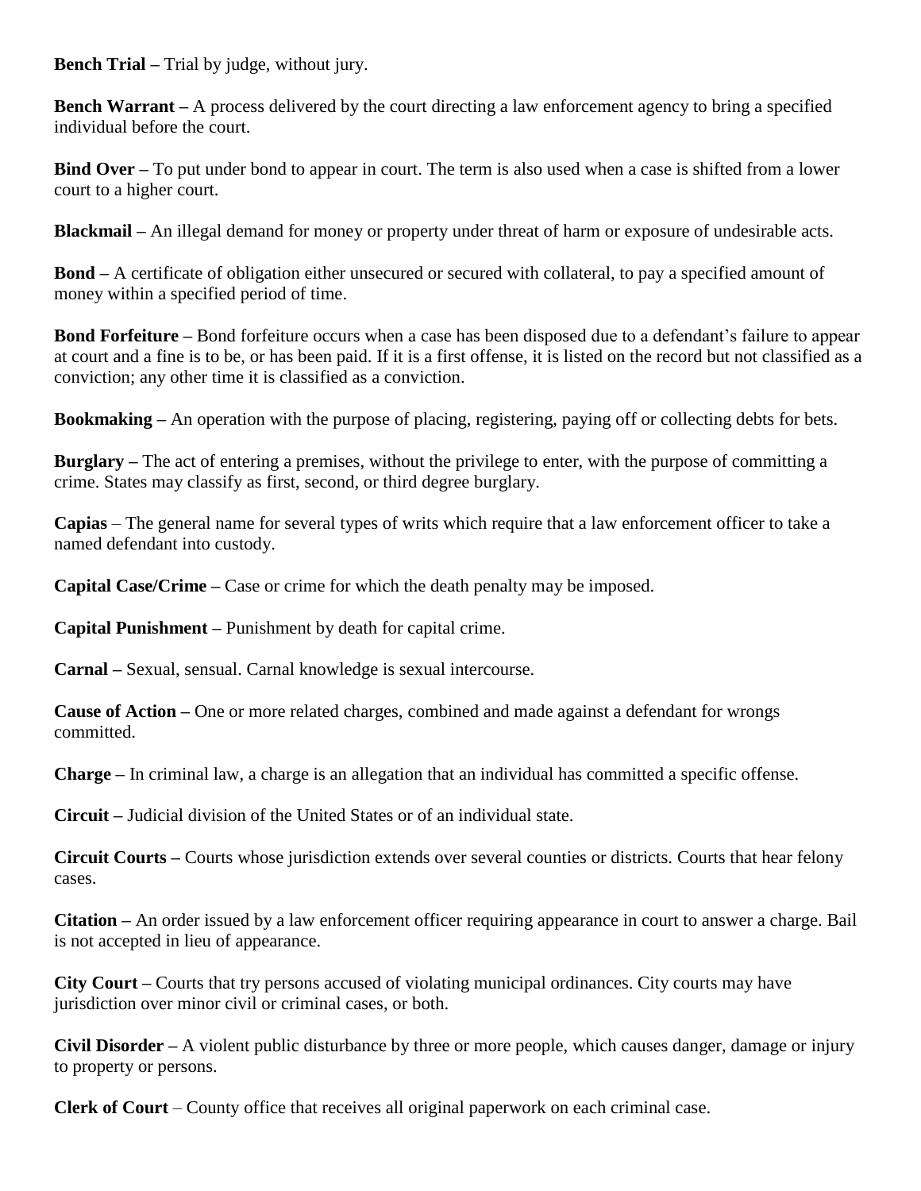**Bench Trial –** Trial by judge, without jury.

**Bench Warrant –** A process delivered by the court directing a law enforcement agency to bring a specified individual before the court.

**Bind Over –** To put under bond to appear in court. The term is also used when a case is shifted from a lower court to a higher court.

**Blackmail –** An illegal demand for money or property under threat of harm or exposure of undesirable acts.

**Bond –** A certificate of obligation either unsecured or secured with collateral, to pay a specified amount of money within a specified period of time.

**Bond Forfeiture –** Bond forfeiture occurs when a case has been disposed due to a defendant's failure to appear at court and a fine is to be, or has been paid. If it is a first offense, it is listed on the record but not classified as a conviction; any other time it is classified as a conviction.

**Bookmaking –** An operation with the purpose of placing, registering, paying off or collecting debts for bets.

**Burglary –** The act of entering a premises, without the privilege to enter, with the purpose of committing a crime. States may classify as first, second, or third degree burglary.

**Capias** – The general name for several types of writs which require that a law enforcement officer to take a named defendant into custody.

**Capital Case/Crime –** Case or crime for which the death penalty may be imposed.

**Capital Punishment –** Punishment by death for capital crime.

**Carnal –** Sexual, sensual. Carnal knowledge is sexual intercourse.

**Cause of Action –** One or more related charges, combined and made against a defendant for wrongs committed.

**Charge –** In criminal law, a charge is an allegation that an individual has committed a specific offense.

**Circuit –** Judicial division of the United States or of an individual state.

**Circuit Courts –** Courts whose jurisdiction extends over several counties or districts. Courts that hear felony cases.

**Citation –** An order issued by a law enforcement officer requiring appearance in court to answer a charge. Bail is not accepted in lieu of appearance.

**City Court –** Courts that try persons accused of violating municipal ordinances. City courts may have jurisdiction over minor civil or criminal cases, or both.

**Civil Disorder –** A violent public disturbance by three or more people, which causes danger, damage or injury to property or persons.

**Clerk of Court** – County office that receives all original paperwork on each criminal case.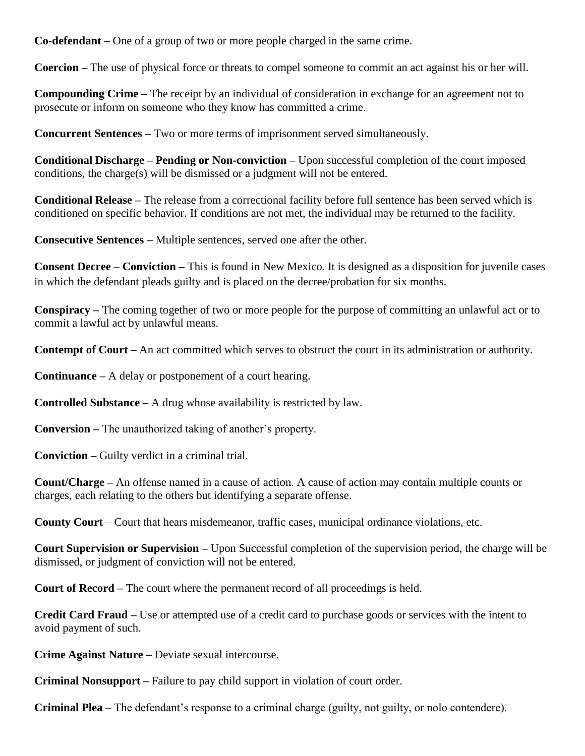**Co-defendant –** One of a group of two or more people charged in the same crime.

**Coercion –** The use of physical force or threats to compel someone to commit an act against his or her will.

**Compounding Crime –** The receipt by an individual of consideration in exchange for an agreement not to prosecute or inform on someone who they know has committed a crime.

**Concurrent Sentences –** Two or more terms of imprisonment served simultaneously.

**Conditional Discharge – Pending or Non-conviction –** Upon successful completion of the court imposed conditions, the charge(s) will be dismissed or a judgment will not be entered.

**Conditional Release –** The release from a correctional facility before full sentence has been served which is conditioned on specific behavior. If conditions are not met, the individual may be returned to the facility.

**Consecutive Sentences –** Multiple sentences, served one after the other.

**Consent Decree** – **Conviction –** This is found in New Mexico. It is designed as a disposition for juvenile cases in which the defendant pleads guilty and is placed on the decree/probation for six months.

**Conspiracy –** The coming together of two or more people for the purpose of committing an unlawful act or to commit a lawful act by unlawful means.

**Contempt of Court –** An act committed which serves to obstruct the court in its administration or authority.

**Continuance –** A delay or postponement of a court hearing.

**Controlled Substance –** A drug whose availability is restricted by law.

**Conversion –** The unauthorized taking of another's property.

**Conviction –** Guilty verdict in a criminal trial.

**Count/Charge –** An offense named in a cause of action. A cause of action may contain multiple counts or charges, each relating to the others but identifying a separate offense.

**County Court** – Court that hears misdemeanor, traffic cases, municipal ordinance violations, etc.

**Court Supervision or Supervision –** Upon Successful completion of the supervision period, the charge will be dismissed, or judgment of conviction will not be entered.

**Court of Record –** The court where the permanent record of all proceedings is held.

**Credit Card Fraud –** Use or attempted use of a credit card to purchase goods or services with the intent to avoid payment of such.

**Crime Against Nature –** Deviate sexual intercourse.

**Criminal Nonsupport –** Failure to pay child support in violation of court order.

**Criminal Plea** – The defendant's response to a criminal charge (guilty, not guilty, or nolo contendere).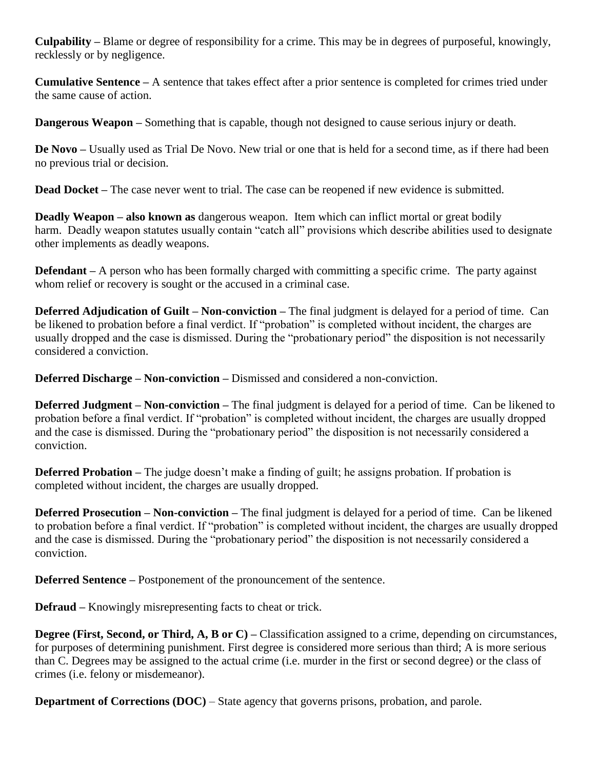**Culpability –** Blame or degree of responsibility for a crime. This may be in degrees of purposeful, knowingly, recklessly or by negligence.

**Cumulative Sentence –** A sentence that takes effect after a prior sentence is completed for crimes tried under the same cause of action.

**Dangerous Weapon –** Something that is capable, though not designed to cause serious injury or death.

**De Novo –** Usually used as Trial De Novo. New trial or one that is held for a second time, as if there had been no previous trial or decision.

**Dead Docket –** The case never went to trial. The case can be reopened if new evidence is submitted.

**Deadly Weapon – also known as** dangerous weapon. Item which can inflict mortal or great bodily harm. Deadly weapon statutes usually contain "catch all" provisions which describe abilities used to designate other implements as deadly weapons.

**Defendant –** A person who has been formally charged with committing a specific crime. The party against whom relief or recovery is sought or the accused in a criminal case.

**Deferred Adjudication of Guilt – Non-conviction –** The final judgment is delayed for a period of time. Can be likened to probation before a final verdict. If "probation" is completed without incident, the charges are usually dropped and the case is dismissed. During the "probationary period" the disposition is not necessarily considered a conviction.

**Deferred Discharge – Non-conviction –** Dismissed and considered a non-conviction.

**Deferred Judgment – Non-conviction –** The final judgment is delayed for a period of time. Can be likened to probation before a final verdict. If "probation" is completed without incident, the charges are usually dropped and the case is dismissed. During the "probationary period" the disposition is not necessarily considered a conviction.

**Deferred Probation –** The judge doesn't make a finding of guilt; he assigns probation. If probation is completed without incident, the charges are usually dropped.

**Deferred Prosecution – Non-conviction –** The final judgment is delayed for a period of time. Can be likened to probation before a final verdict. If "probation" is completed without incident, the charges are usually dropped and the case is dismissed. During the "probationary period" the disposition is not necessarily considered a conviction.

**Deferred Sentence –** Postponement of the pronouncement of the sentence.

**Defraud –** Knowingly misrepresenting facts to cheat or trick.

**Degree (First, Second, or Third, A, B or C) –** Classification assigned to a crime, depending on circumstances, for purposes of determining punishment. First degree is considered more serious than third; A is more serious than C. Degrees may be assigned to the actual crime (i.e. murder in the first or second degree) or the class of crimes (i.e. felony or misdemeanor).

**Department of Corrections (DOC)** – State agency that governs prisons, probation, and parole.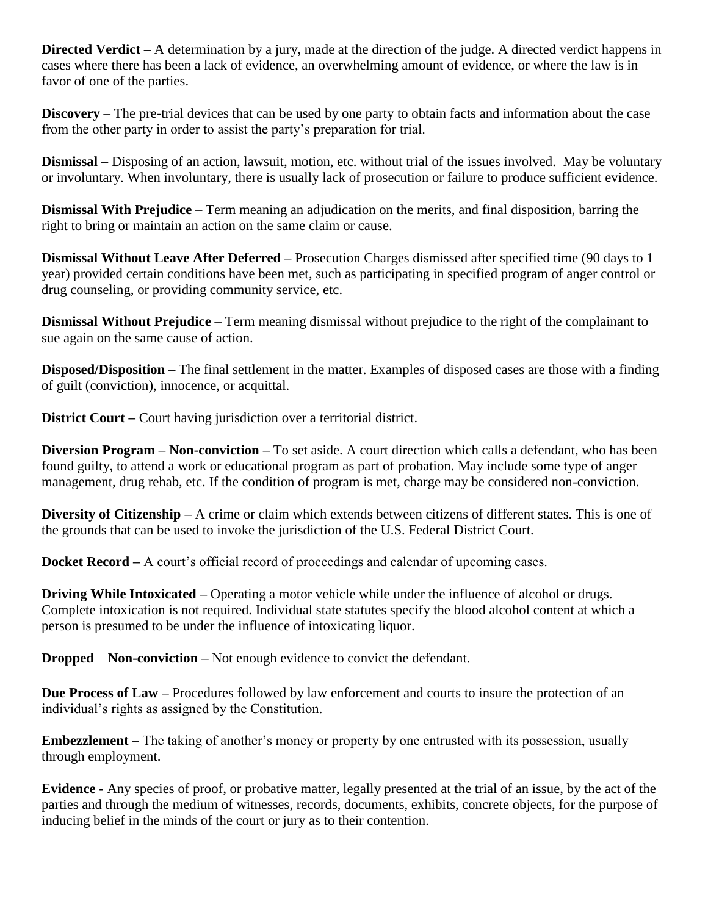**Directed Verdict –** A determination by a jury, made at the direction of the judge. A directed verdict happens in cases where there has been a lack of evidence, an overwhelming amount of evidence, or where the law is in favor of one of the parties.

**Discovery** – The pre-trial devices that can be used by one party to obtain facts and information about the case from the other party in order to assist the party's preparation for trial.

**Dismissal –** Disposing of an action, lawsuit, motion, etc. without trial of the issues involved. May be voluntary or involuntary. When involuntary, there is usually lack of prosecution or failure to produce sufficient evidence.

**Dismissal With Prejudice** – Term meaning an adjudication on the merits, and final disposition, barring the right to bring or maintain an action on the same claim or cause.

**Dismissal Without Leave After Deferred –** Prosecution Charges dismissed after specified time (90 days to 1 year) provided certain conditions have been met, such as participating in specified program of anger control or drug counseling, or providing community service, etc.

**Dismissal Without Prejudice** – Term meaning dismissal without prejudice to the right of the complainant to sue again on the same cause of action.

**Disposed/Disposition –** The final settlement in the matter. Examples of disposed cases are those with a finding of guilt (conviction), innocence, or acquittal.

**District Court –** Court having jurisdiction over a territorial district.

**Diversion Program – Non-conviction –** To set aside. A court direction which calls a defendant, who has been found guilty, to attend a work or educational program as part of probation. May include some type of anger management, drug rehab, etc. If the condition of program is met, charge may be considered non-conviction.

**Diversity of Citizenship –** A crime or claim which extends between citizens of different states. This is one of the grounds that can be used to invoke the jurisdiction of the U.S. Federal District Court.

**Docket Record –** A court's official record of proceedings and calendar of upcoming cases.

**Driving While Intoxicated –** Operating a motor vehicle while under the influence of alcohol or drugs. Complete intoxication is not required. Individual state statutes specify the blood alcohol content at which a person is presumed to be under the influence of intoxicating liquor.

**Dropped** – **Non-conviction –** Not enough evidence to convict the defendant.

**Due Process of Law –** Procedures followed by law enforcement and courts to insure the protection of an individual's rights as assigned by the Constitution.

**Embezzlement –** The taking of another's money or property by one entrusted with its possession, usually through employment.

**Evidence** - Any species of proof, or probative matter, legally presented at the trial of an issue, by the act of the parties and through the medium of witnesses, records, documents, exhibits, concrete objects, for the purpose of inducing belief in the minds of the court or jury as to their contention.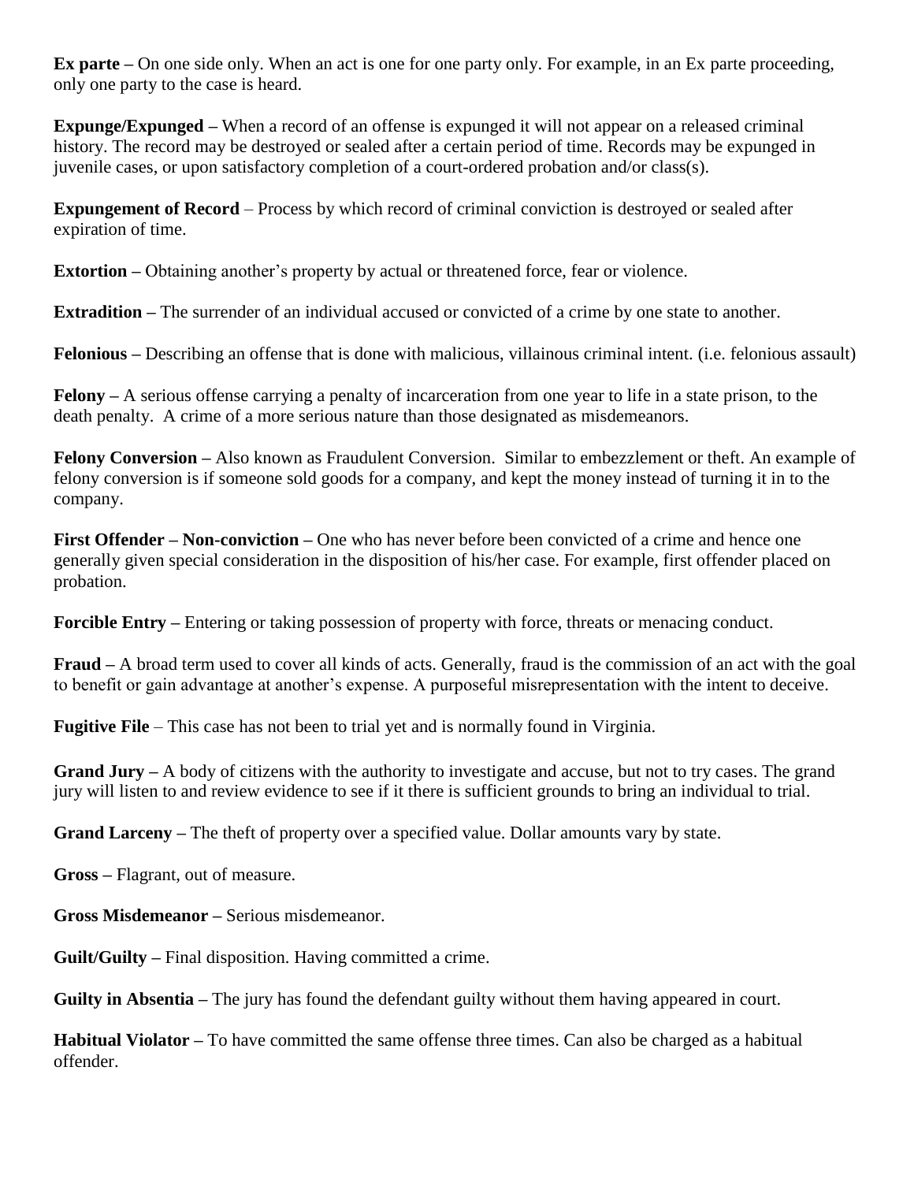**Ex parte –** On one side only. When an act is one for one party only. For example, in an Ex parte proceeding, only one party to the case is heard.

**Expunge/Expunged –** When a record of an offense is expunged it will not appear on a released criminal history. The record may be destroyed or sealed after a certain period of time. Records may be expunged in juvenile cases, or upon satisfactory completion of a court-ordered probation and/or class(s).

**Expungement of Record** – Process by which record of criminal conviction is destroyed or sealed after expiration of time.

**Extortion –** Obtaining another's property by actual or threatened force, fear or violence.

**Extradition –** The surrender of an individual accused or convicted of a crime by one state to another.

**Felonious –** Describing an offense that is done with malicious, villainous criminal intent. (i.e. felonious assault)

**Felony –** A serious offense carrying a penalty of incarceration from one year to life in a state prison, to the death penalty. A crime of a more serious nature than those designated as misdemeanors.

**Felony Conversion –** Also known as Fraudulent Conversion. Similar to embezzlement or theft. An example of felony conversion is if someone sold goods for a company, and kept the money instead of turning it in to the company.

**First Offender – Non-conviction –** One who has never before been convicted of a crime and hence one generally given special consideration in the disposition of his/her case. For example, first offender placed on probation.

**Forcible Entry –** Entering or taking possession of property with force, threats or menacing conduct.

**Fraud –** A broad term used to cover all kinds of acts. Generally, fraud is the commission of an act with the goal to benefit or gain advantage at another's expense. A purposeful misrepresentation with the intent to deceive.

**Fugitive File** – This case has not been to trial yet and is normally found in Virginia.

**Grand Jury –** A body of citizens with the authority to investigate and accuse, but not to try cases. The grand jury will listen to and review evidence to see if it there is sufficient grounds to bring an individual to trial.

**Grand Larceny –** The theft of property over a specified value. Dollar amounts vary by state.

**Gross –** Flagrant, out of measure.

**Gross Misdemeanor –** Serious misdemeanor.

**Guilt/Guilty –** Final disposition. Having committed a crime.

**Guilty in Absentia –** The jury has found the defendant guilty without them having appeared in court.

**Habitual Violator –** To have committed the same offense three times. Can also be charged as a habitual offender.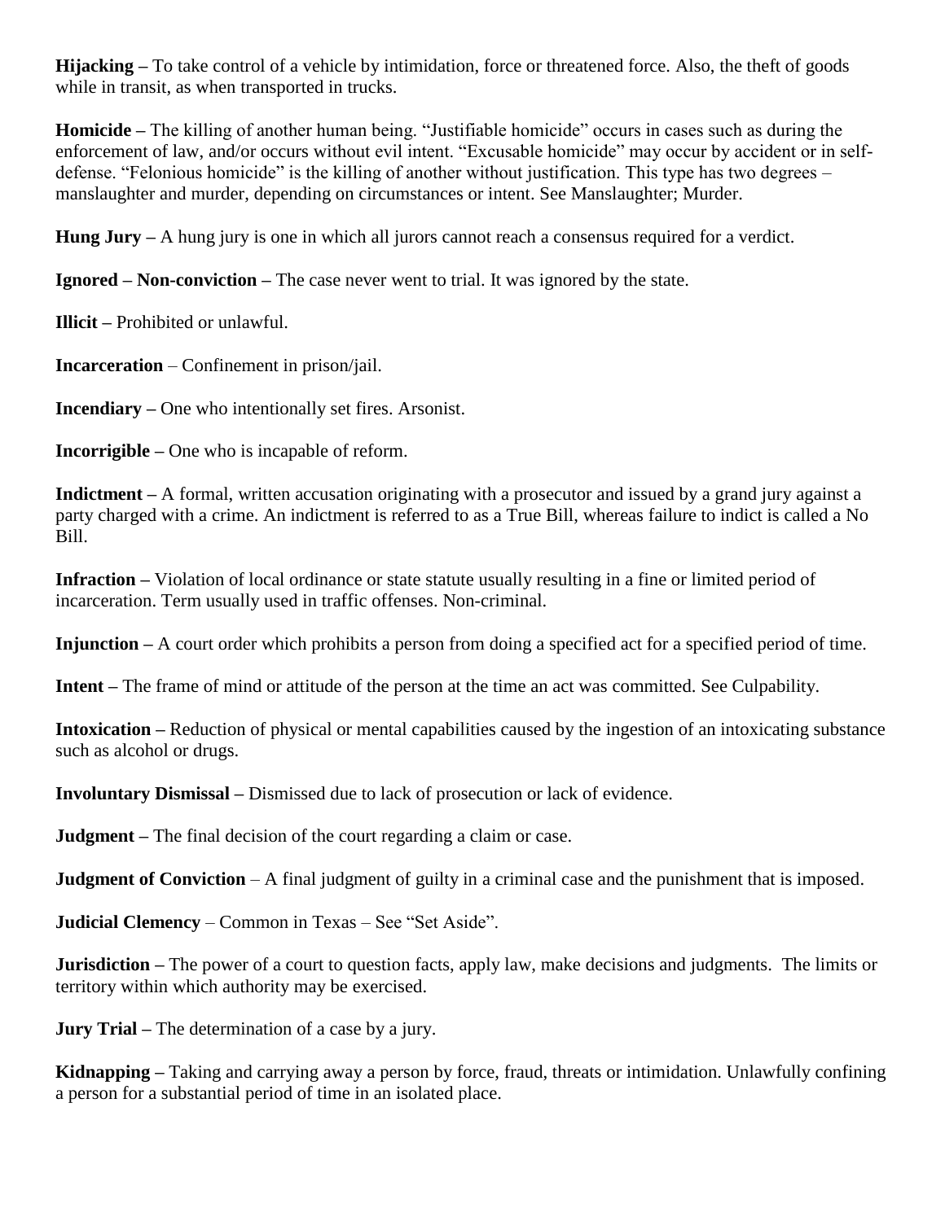**Hijacking –** To take control of a vehicle by intimidation, force or threatened force. Also, the theft of goods while in transit, as when transported in trucks.

**Homicide –** The killing of another human being. "Justifiable homicide" occurs in cases such as during the enforcement of law, and/or occurs without evil intent. "Excusable homicide" may occur by accident or in self-defense. "Felonious homicide" is the killing of another without justification. This type has two degrees – manslaughter and murder, depending on circumstances or intent. See Manslaughter; Murder.

**Hung Jury –** A hung jury is one in which all jurors cannot reach a consensus required for a verdict.

**Ignored – Non-conviction –** The case never went to trial. It was ignored by the state.

**Illicit –** Prohibited or unlawful.

**Incarceration** – Confinement in prison/jail.

**Incendiary –** One who intentionally set fires. Arsonist.

**Incorrigible –** One who is incapable of reform.

**Indictment –** A formal, written accusation originating with a prosecutor and issued by a grand jury against a party charged with a crime. An indictment is referred to as a True Bill, whereas failure to indict is called a No Bill.

**Infraction –** Violation of local ordinance or state statute usually resulting in a fine or limited period of incarceration. Term usually used in traffic offenses. Non-criminal.

**Injunction –** A court order which prohibits a person from doing a specified act for a specified period of time.

**Intent –** The frame of mind or attitude of the person at the time an act was committed. See Culpability.

**Intoxication –** Reduction of physical or mental capabilities caused by the ingestion of an intoxicating substance such as alcohol or drugs.

**Involuntary Dismissal –** Dismissed due to lack of prosecution or lack of evidence.

**Judgment –** The final decision of the court regarding a claim or case.

**Judgment of Conviction** – A final judgment of guilty in a criminal case and the punishment that is imposed.

**Judicial Clemency** – Common in Texas – See "Set Aside".

**Jurisdiction –** The power of a court to question facts, apply law, make decisions and judgments. The limits or territory within which authority may be exercised.

**Jury Trial –** The determination of a case by a jury.

**Kidnapping –** Taking and carrying away a person by force, fraud, threats or intimidation. Unlawfully confining a person for a substantial period of time in an isolated place.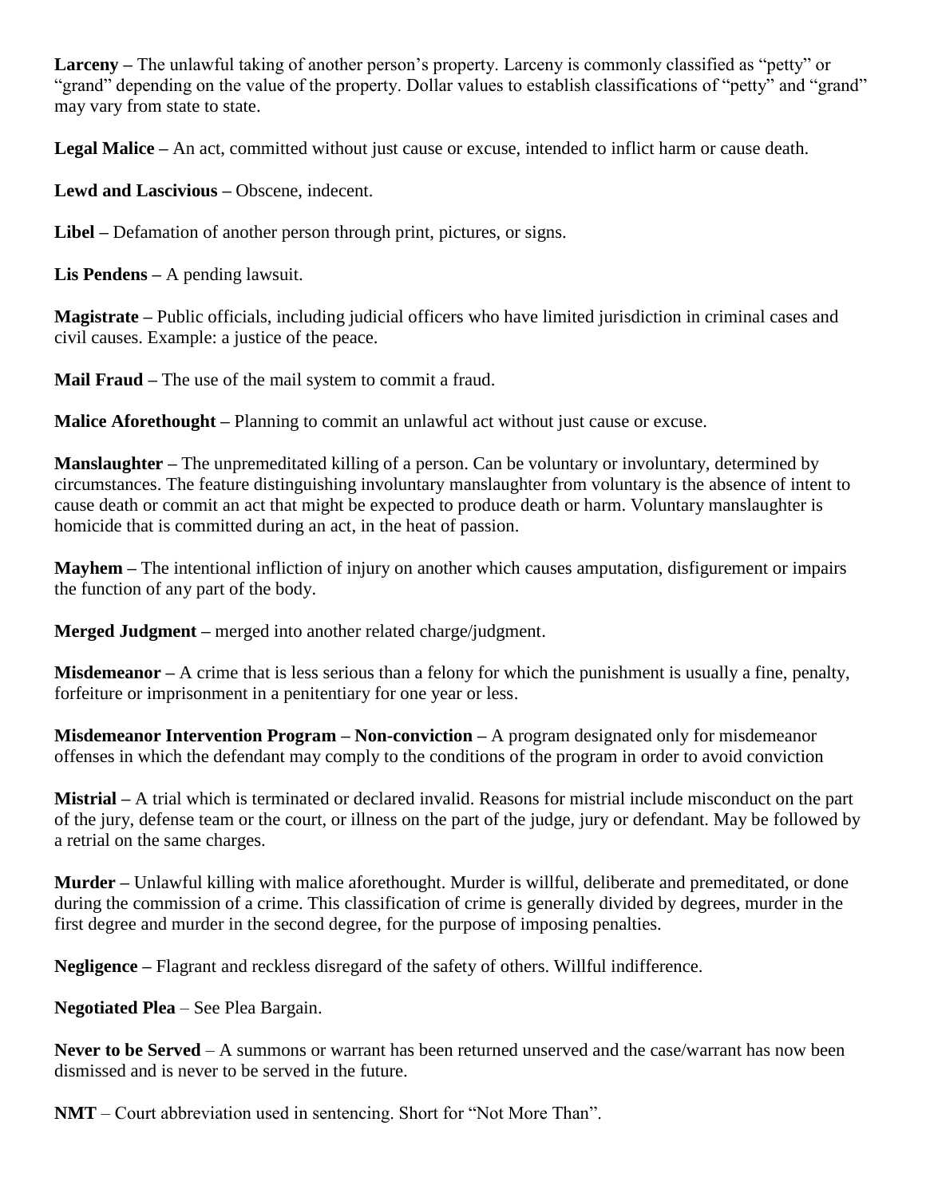**Larceny –** The unlawful taking of another person's property. Larceny is commonly classified as "petty" or "grand" depending on the value of the property. Dollar values to establish classifications of "petty" and "grand" may vary from state to state.

**Legal Malice –** An act, committed without just cause or excuse, intended to inflict harm or cause death.

**Lewd and Lascivious –** Obscene, indecent.

**Libel –** Defamation of another person through print, pictures, or signs.

**Lis Pendens –** A pending lawsuit.

**Magistrate –** Public officials, including judicial officers who have limited jurisdiction in criminal cases and civil causes. Example: a justice of the peace.

**Mail Fraud –** The use of the mail system to commit a fraud.

**Malice Aforethought –** Planning to commit an unlawful act without just cause or excuse.

**Manslaughter –** The unpremeditated killing of a person. Can be voluntary or involuntary, determined by circumstances. The feature distinguishing involuntary manslaughter from voluntary is the absence of intent to cause death or commit an act that might be expected to produce death or harm. Voluntary manslaughter is homicide that is committed during an act, in the heat of passion.

**Mayhem –** The intentional infliction of injury on another which causes amputation, disfigurement or impairs the function of any part of the body.

**Merged Judgment –** merged into another related charge/judgment.

**Misdemeanor –** A crime that is less serious than a felony for which the punishment is usually a fine, penalty, forfeiture or imprisonment in a penitentiary for one year or less.

**Misdemeanor Intervention Program – Non-conviction –** A program designated only for misdemeanor offenses in which the defendant may comply to the conditions of the program in order to avoid conviction

**Mistrial –** A trial which is terminated or declared invalid. Reasons for mistrial include misconduct on the part of the jury, defense team or the court, or illness on the part of the judge, jury or defendant. May be followed by a retrial on the same charges.

**Murder –** Unlawful killing with malice aforethought. Murder is willful, deliberate and premeditated, or done during the commission of a crime. This classification of crime is generally divided by degrees, murder in the first degree and murder in the second degree, for the purpose of imposing penalties.

**Negligence –** Flagrant and reckless disregard of the safety of others. Willful indifference.

**Negotiated Plea** – See Plea Bargain.

**Never to be Served** – A summons or warrant has been returned unserved and the case/warrant has now been dismissed and is never to be served in the future.

**NMT** – Court abbreviation used in sentencing. Short for "Not More Than".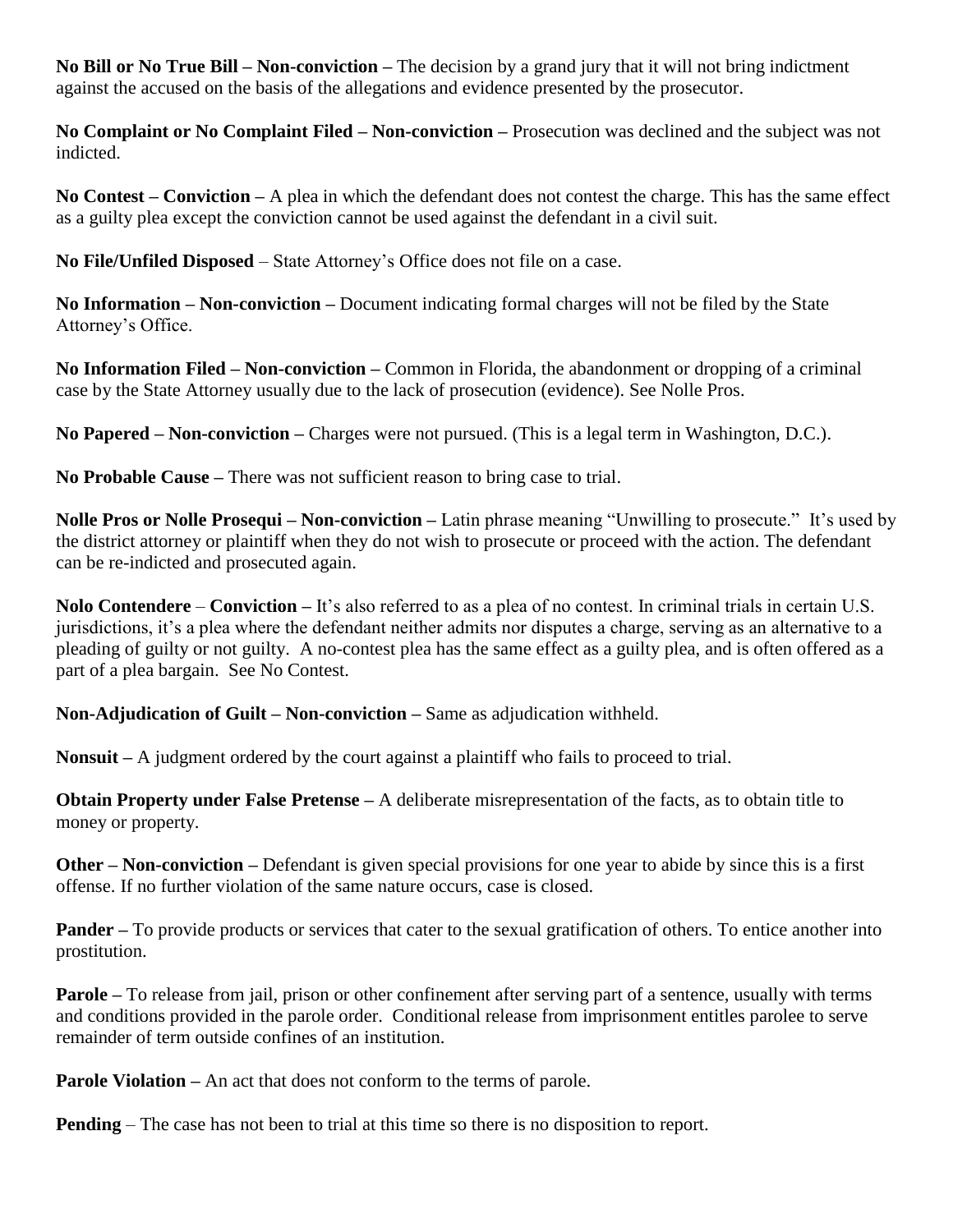**No Bill or No True Bill – Non-conviction –** The decision by a grand jury that it will not bring indictment against the accused on the basis of the allegations and evidence presented by the prosecutor.

**No Complaint or No Complaint Filed – Non-conviction –** Prosecution was declined and the subject was not indicted.

**No Contest – Conviction –** A plea in which the defendant does not contest the charge. This has the same effect as a guilty plea except the conviction cannot be used against the defendant in a civil suit.

**No File/Unfiled Disposed** – State Attorney's Office does not file on a case.

**No Information – Non-conviction –** Document indicating formal charges will not be filed by the State Attorney's Office.

**No Information Filed – Non-conviction –** Common in Florida, the abandonment or dropping of a criminal case by the State Attorney usually due to the lack of prosecution (evidence). See Nolle Pros.

**No Papered – Non-conviction –** Charges were not pursued. (This is a legal term in Washington, D.C.).

**No Probable Cause –** There was not sufficient reason to bring case to trial.

**Nolle Pros or Nolle Prosequi – Non-conviction –** Latin phrase meaning "Unwilling to prosecute." It's used by the district attorney or plaintiff when they do not wish to prosecute or proceed with the action. The defendant can be re-indicted and prosecuted again.

**Nolo Contendere** – **Conviction –** It's also referred to as a plea of no contest. In criminal trials in certain U.S. jurisdictions, it's a plea where the defendant neither admits nor disputes a charge, serving as an alternative to a pleading of guilty or not guilty. A no-contest plea has the same effect as a guilty plea, and is often offered as a part of a plea bargain. See No Contest.

**Non-Adjudication of Guilt – Non-conviction –** Same as adjudication withheld.

**Nonsuit –** A judgment ordered by the court against a plaintiff who fails to proceed to trial.

**Obtain Property under False Pretense –** A deliberate misrepresentation of the facts, as to obtain title to money or property.

**Other – Non-conviction –** Defendant is given special provisions for one year to abide by since this is a first offense. If no further violation of the same nature occurs, case is closed.

**Pander –** To provide products or services that cater to the sexual gratification of others. To entice another into prostitution.

**Parole –** To release from jail, prison or other confinement after serving part of a sentence, usually with terms and conditions provided in the parole order. Conditional release from imprisonment entitles parolee to serve remainder of term outside confines of an institution.

**Parole Violation –** An act that does not conform to the terms of parole.

**Pending** – The case has not been to trial at this time so there is no disposition to report.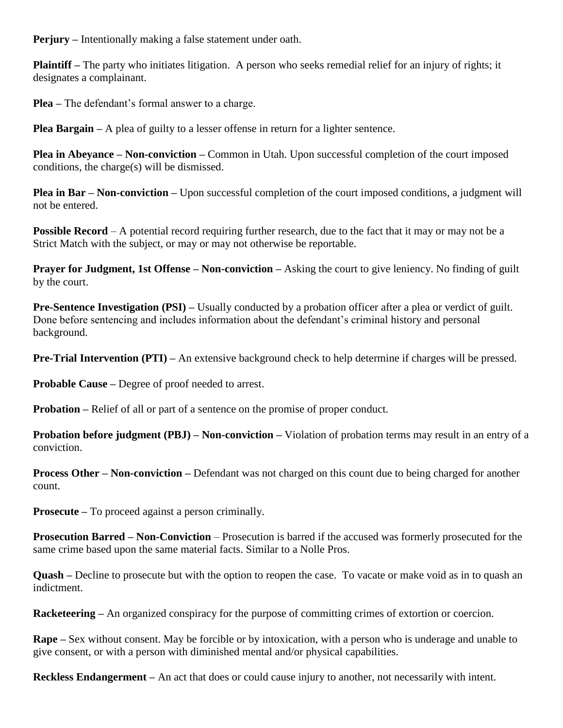**Perjury –** Intentionally making a false statement under oath.

**Plaintiff –** The party who initiates litigation. A person who seeks remedial relief for an injury of rights; it designates a complainant.

**Plea –** The defendant's formal answer to a charge.

**Plea Bargain –** A plea of guilty to a lesser offense in return for a lighter sentence.

**Plea in Abeyance – Non-conviction –** Common in Utah. Upon successful completion of the court imposed conditions, the charge(s) will be dismissed.

**Plea in Bar – Non-conviction –** Upon successful completion of the court imposed conditions, a judgment will not be entered.

**Possible Record** – A potential record requiring further research, due to the fact that it may or may not be a Strict Match with the subject, or may or may not otherwise be reportable.

**Prayer for Judgment, 1st Offense – Non-conviction –** Asking the court to give leniency. No finding of guilt by the court.

**Pre-Sentence Investigation (PSI) –** Usually conducted by a probation officer after a plea or verdict of guilt. Done before sentencing and includes information about the defendant's criminal history and personal background.

**Pre-Trial Intervention (PTI) –** An extensive background check to help determine if charges will be pressed.

**Probable Cause –** Degree of proof needed to arrest.

**Probation –** Relief of all or part of a sentence on the promise of proper conduct.

**Probation before judgment (PBJ) – Non-conviction –** Violation of probation terms may result in an entry of a conviction.

**Process Other – Non-conviction –** Defendant was not charged on this count due to being charged for another count.

**Prosecute –** To proceed against a person criminally.

**Prosecution Barred – Non-Conviction** – Prosecution is barred if the accused was formerly prosecuted for the same crime based upon the same material facts. Similar to a Nolle Pros.

**Quash –** Decline to prosecute but with the option to reopen the case. To vacate or make void as in to quash an indictment.

**Racketeering –** An organized conspiracy for the purpose of committing crimes of extortion or coercion.

**Rape –** Sex without consent. May be forcible or by intoxication, with a person who is underage and unable to give consent, or with a person with diminished mental and/or physical capabilities.

**Reckless Endangerment –** An act that does or could cause injury to another, not necessarily with intent.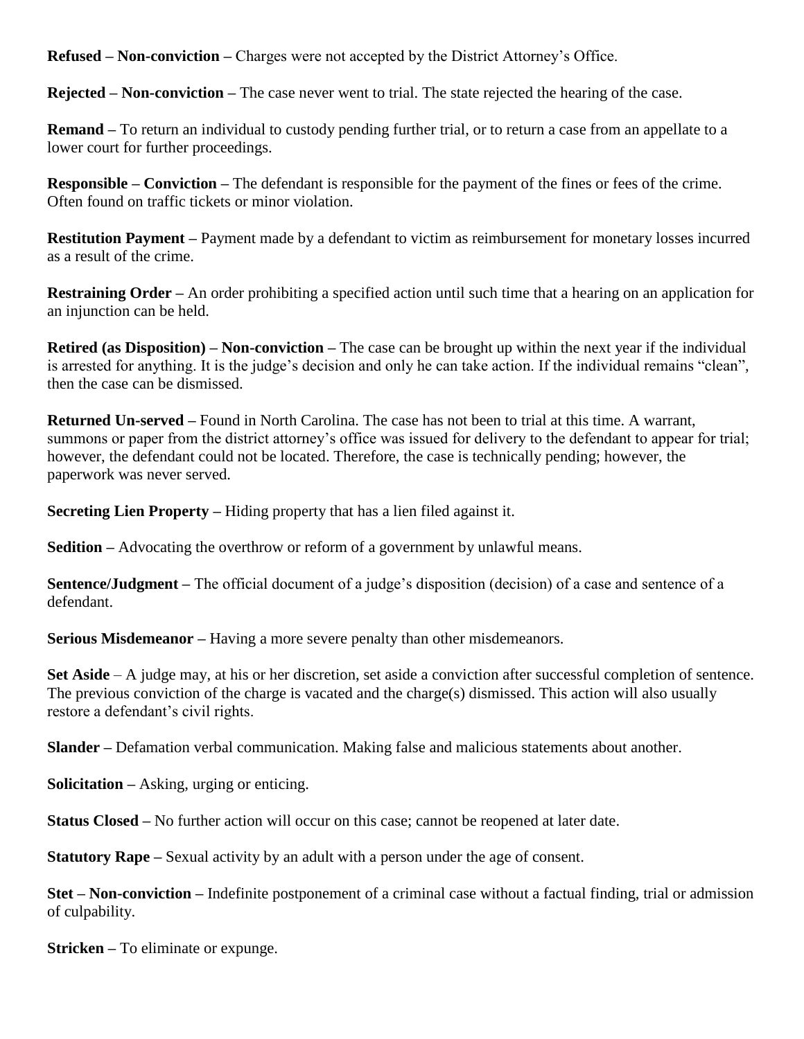**Refused – Non-conviction –** Charges were not accepted by the District Attorney's Office.

**Rejected – Non-conviction –** The case never went to trial. The state rejected the hearing of the case.

**Remand –** To return an individual to custody pending further trial, or to return a case from an appellate to a lower court for further proceedings.

**Responsible – Conviction –** The defendant is responsible for the payment of the fines or fees of the crime. Often found on traffic tickets or minor violation.

**Restitution Payment –** Payment made by a defendant to victim as reimbursement for monetary losses incurred as a result of the crime.

**Restraining Order –** An order prohibiting a specified action until such time that a hearing on an application for an injunction can be held.

**Retired (as Disposition) – Non-conviction –** The case can be brought up within the next year if the individual is arrested for anything. It is the judge's decision and only he can take action. If the individual remains "clean", then the case can be dismissed.

**Returned Un-served –** Found in North Carolina. The case has not been to trial at this time. A warrant, summons or paper from the district attorney's office was issued for delivery to the defendant to appear for trial; however, the defendant could not be located. Therefore, the case is technically pending; however, the paperwork was never served.

**Secreting Lien Property –** Hiding property that has a lien filed against it.

**Sedition –** Advocating the overthrow or reform of a government by unlawful means.

**Sentence/Judgment –** The official document of a judge's disposition (decision) of a case and sentence of a defendant.

**Serious Misdemeanor –** Having a more severe penalty than other misdemeanors.

**Set Aside** – A judge may, at his or her discretion, set aside a conviction after successful completion of sentence. The previous conviction of the charge is vacated and the charge(s) dismissed. This action will also usually restore a defendant's civil rights.

**Slander –** Defamation verbal communication. Making false and malicious statements about another.

**Solicitation –** Asking, urging or enticing.

**Status Closed –** No further action will occur on this case; cannot be reopened at later date.

**Statutory Rape –** Sexual activity by an adult with a person under the age of consent.

**Stet – Non-conviction –** Indefinite postponement of a criminal case without a factual finding, trial or admission of culpability.

**Stricken –** To eliminate or expunge.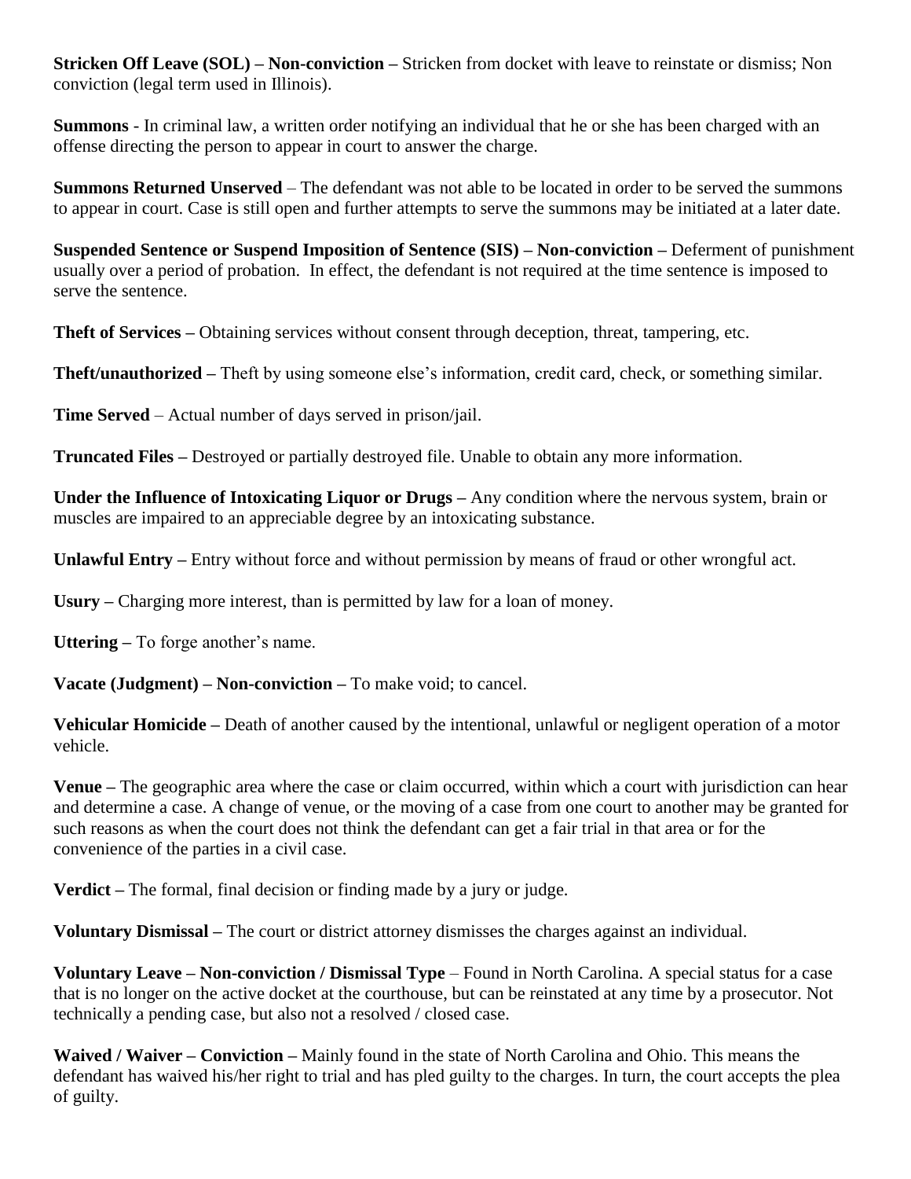**Stricken Off Leave (SOL) – Non-conviction –** Stricken from docket with leave to reinstate or dismiss; Non conviction (legal term used in Illinois).

**Summons** - In criminal law, a written order notifying an individual that he or she has been charged with an offense directing the person to appear in court to answer the charge.

**Summons Returned Unserved** – The defendant was not able to be located in order to be served the summons to appear in court. Case is still open and further attempts to serve the summons may be initiated at a later date.

**Suspended Sentence or Suspend Imposition of Sentence (SIS) – Non-conviction –** Deferment of punishment usually over a period of probation. In effect, the defendant is not required at the time sentence is imposed to serve the sentence.

**Theft of Services –** Obtaining services without consent through deception, threat, tampering, etc.

**Theft/unauthorized –** Theft by using someone else's information, credit card, check, or something similar.

**Time Served** – Actual number of days served in prison/jail.

**Truncated Files –** Destroyed or partially destroyed file. Unable to obtain any more information.

**Under the Influence of Intoxicating Liquor or Drugs –** Any condition where the nervous system, brain or muscles are impaired to an appreciable degree by an intoxicating substance.

**Unlawful Entry –** Entry without force and without permission by means of fraud or other wrongful act.

**Usury –** Charging more interest, than is permitted by law for a loan of money.

**Uttering –** To forge another's name.

**Vacate (Judgment) – Non-conviction –** To make void; to cancel.

**Vehicular Homicide –** Death of another caused by the intentional, unlawful or negligent operation of a motor vehicle.

**Venue –** The geographic area where the case or claim occurred, within which a court with jurisdiction can hear and determine a case. A change of venue, or the moving of a case from one court to another may be granted for such reasons as when the court does not think the defendant can get a fair trial in that area or for the convenience of the parties in a civil case.

**Verdict –** The formal, final decision or finding made by a jury or judge.

**Voluntary Dismissal –** The court or district attorney dismisses the charges against an individual.

**Voluntary Leave – Non-conviction / Dismissal Type** – Found in North Carolina. A special status for a case that is no longer on the active docket at the courthouse, but can be reinstated at any time by a prosecutor. Not technically a pending case, but also not a resolved / closed case.

**Waived / Waiver – Conviction –** Mainly found in the state of North Carolina and Ohio. This means the defendant has waived his/her right to trial and has pled guilty to the charges. In turn, the court accepts the plea of guilty.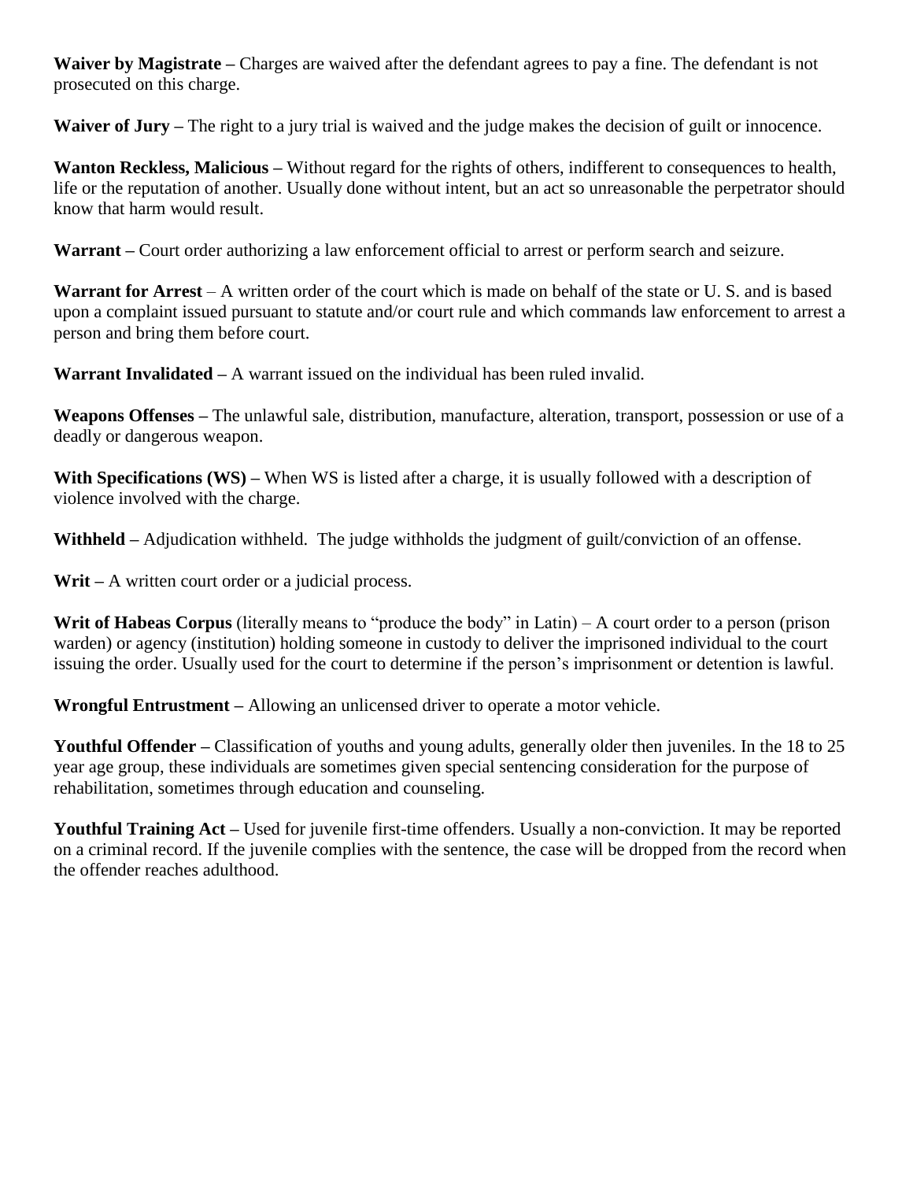**Waiver by Magistrate –** Charges are waived after the defendant agrees to pay a fine. The defendant is not prosecuted on this charge.

**Waiver of Jury –** The right to a jury trial is waived and the judge makes the decision of guilt or innocence.

**Wanton Reckless, Malicious –** Without regard for the rights of others, indifferent to consequences to health, life or the reputation of another. Usually done without intent, but an act so unreasonable the perpetrator should know that harm would result.

**Warrant –** Court order authorizing a law enforcement official to arrest or perform search and seizure.

**Warrant for Arrest** – A written order of the court which is made on behalf of the state or U. S. and is based upon a complaint issued pursuant to statute and/or court rule and which commands law enforcement to arrest a person and bring them before court.

**Warrant Invalidated –** A warrant issued on the individual has been ruled invalid.

**Weapons Offenses –** The unlawful sale, distribution, manufacture, alteration, transport, possession or use of a deadly or dangerous weapon.

**With Specifications (WS) –** When WS is listed after a charge, it is usually followed with a description of violence involved with the charge.

**Withheld –** Adjudication withheld. The judge withholds the judgment of guilt/conviction of an offense.

**Writ –** A written court order or a judicial process.

**Writ of Habeas Corpus** (literally means to "produce the body" in Latin) – A court order to a person (prison warden) or agency (institution) holding someone in custody to deliver the imprisoned individual to the court issuing the order. Usually used for the court to determine if the person's imprisonment or detention is lawful.

**Wrongful Entrustment –** Allowing an unlicensed driver to operate a motor vehicle.

**Youthful Offender –** Classification of youths and young adults, generally older then juveniles. In the 18 to 25 year age group, these individuals are sometimes given special sentencing consideration for the purpose of rehabilitation, sometimes through education and counseling.

**Youthful Training Act –** Used for juvenile first-time offenders. Usually a non-conviction. It may be reported on a criminal record. If the juvenile complies with the sentence, the case will be dropped from the record when the offender reaches adulthood.